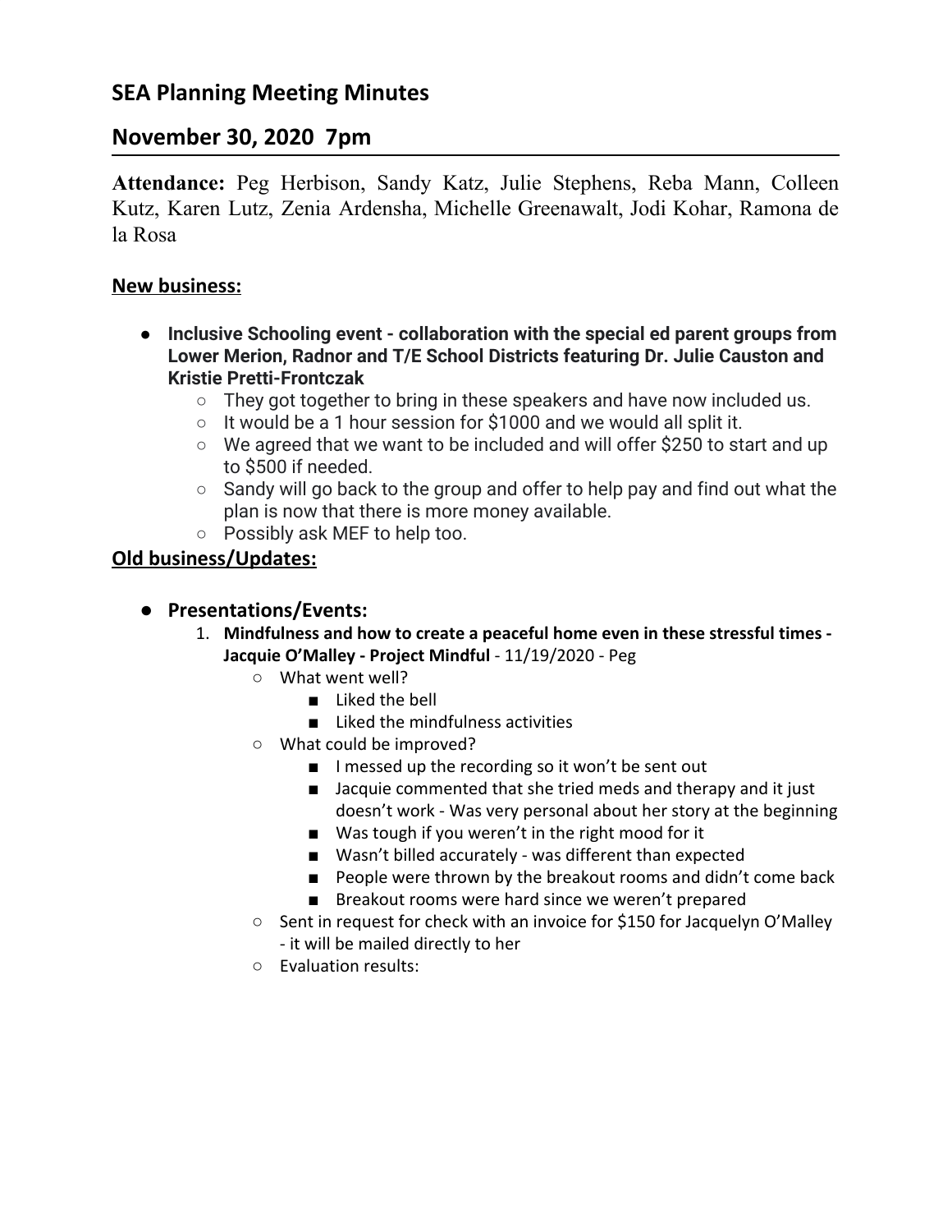## SEA Planning Meeting Minutes

## November 30, 2020 7pm

**Attendance:** Peg Herbison, Sandy Katz, Julie Stephens, Reba Mann, Colleen Kutz, Karen Lutz, Zenia Ardensha, Michelle Greenawalt, Jodi Kohar, Ramona de la Rosa

**New business:**

- **Inclusive Schooling event - collaboration with the special ed parent groups from Lower Merion, Radnor and T/E School Districts featuring Dr. Julie Causton and Kristie Pretti-Frontczak**
  - They got together to bring in these speakers and have now included us.
  - It would be a 1 hour session for $1000 and we would all split it.
  - We agreed that we want to be included and will offer $250 to start and up to $500 if needed.
  - Sandy will go back to the group and offer to help pay and find out what the plan is now that there is more money available.
  - Possibly ask MEF to help too.

**Old business/Updates:**

- **Presentations/Events:**
  1. **Mindfulness and how to create a peaceful home even in these stressful times - Jacquie O'Malley - Project Mindful** - 11/19/2020 - Peg
     - What went well?
       - Liked the bell
       - Liked the mindfulness activities
     - What could be improved?
       - I messed up the recording so it won't be sent out
       - Jacquie commented that she tried meds and therapy and it just doesn't work - Was very personal about her story at the beginning
       - Was tough if you weren't in the right mood for it
       - Wasn't billed accurately - was different than expected
       - People were thrown by the breakout rooms and didn't come back
       - Breakout rooms were hard since we weren't prepared
     - Sent in request for check with an invoice for $150 for Jacquelyn O'Malley - it will be mailed directly to her
     - Evaluation results: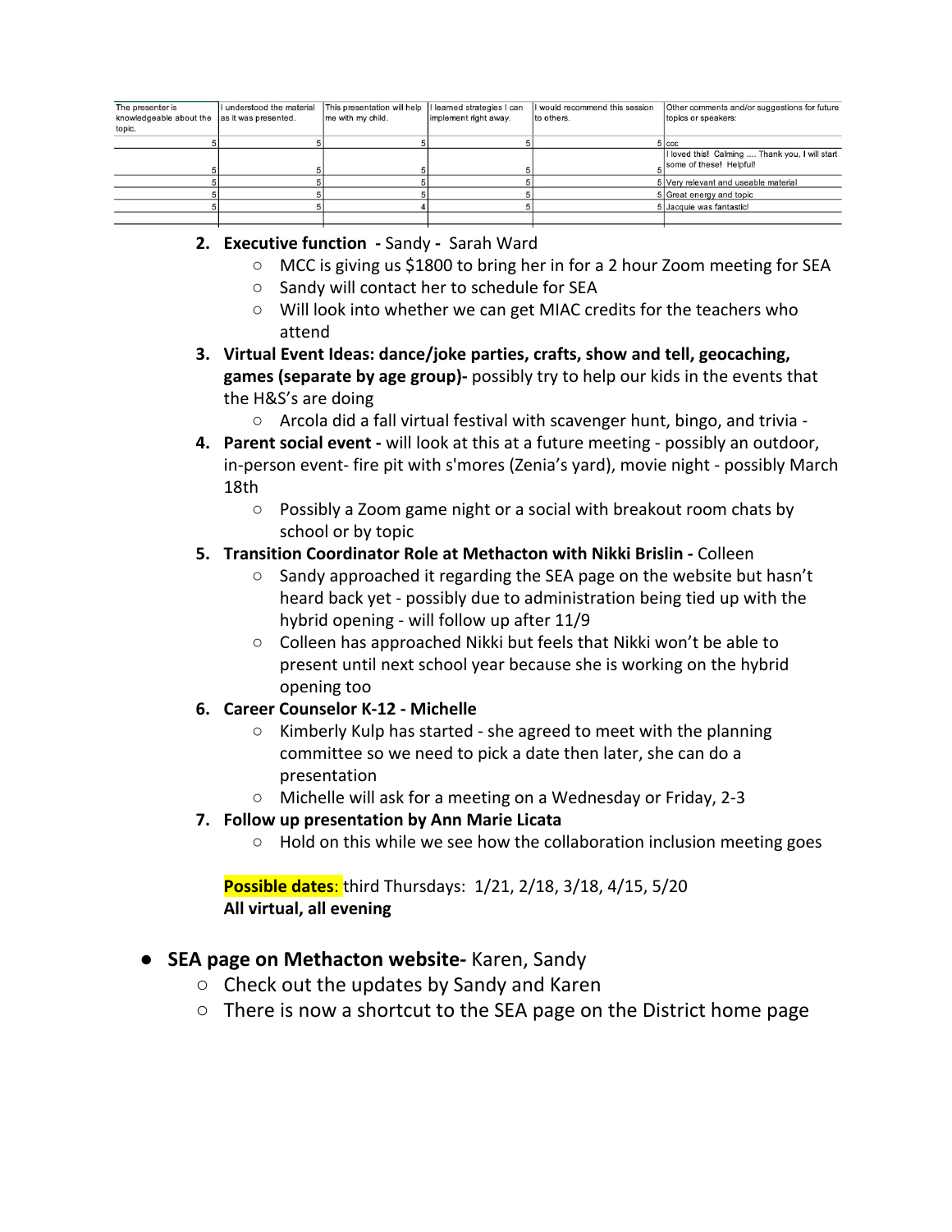| The presenter is knowledgeable about the topic. | I understood the material as it was presented. | This presentation will help me with my child. | I learned strategies I can implement right away. | I would recommend this session to others. | Other comments and/or suggestions for future topics or speakers: |
|---|---|---|---|---|---|
| 5 | 5 | 5 | 5 | 5 | ccc |
| 5 | 5 | 5 | 5 | 5 | I loved this! Calming .... Thank you, I will start some of these! Helpful! |
| 5 | 5 | 5 | 5 | 5 | Very relevant and useable material |
| 5 | 5 | 5 | 5 | 5 | Great energy and topic |
| 5 | 5 | 4 | 5 | 5 | Jacquie was fantastic! |

2. **Executive function -** Sandy - Sarah Ward
   - MCC is giving us $1800 to bring her in for a 2 hour Zoom meeting for SEA
   - Sandy will contact her to schedule for SEA
   - Will look into whether we can get MIAC credits for the teachers who attend
3. **Virtual Event Ideas: dance/joke parties, crafts, show and tell, geocaching, games (separate by age group)-** possibly try to help our kids in the events that the H&S's are doing
   - Arcola did a fall virtual festival with scavenger hunt, bingo, and trivia -
4. **Parent social event -** will look at this at a future meeting - possibly an outdoor, in-person event- fire pit with s'mores (Zenia's yard), movie night - possibly March 18th
   - Possibly a Zoom game night or a social with breakout room chats by school or by topic
5. **Transition Coordinator Role at Methacton with Nikki Brislin -** Colleen
   - Sandy approached it regarding the SEA page on the website but hasn't heard back yet - possibly due to administration being tied up with the hybrid opening - will follow up after 11/9
   - Colleen has approached Nikki but feels that Nikki won't be able to present until next school year because she is working on the hybrid opening too
6. **Career Counselor K-12 - Michelle**
   - Kimberly Kulp has started - she agreed to meet with the planning committee so we need to pick a date then later, she can do a presentation
   - Michelle will ask for a meeting on a Wednesday or Friday, 2-3
7. **Follow up presentation by Ann Marie Licata**
   - Hold on this while we see how the collaboration inclusion meeting goes

**Possible dates**: third Thursdays: 1/21, 2/18, 3/18, 4/15, 5/20
**All virtual, all evening**

- **SEA page on Methacton website-** Karen, Sandy
  - Check out the updates by Sandy and Karen
  - There is now a shortcut to the SEA page on the District home page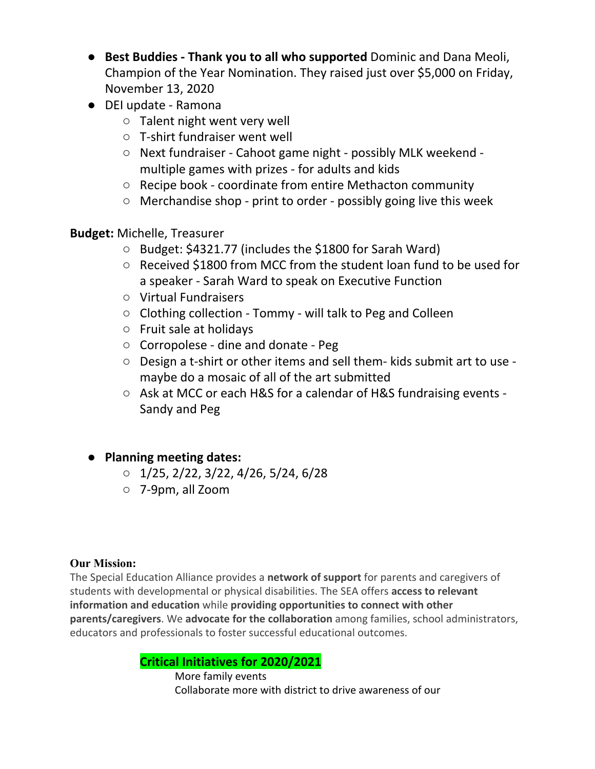- **Best Buddies - Thank you to all who supported** Dominic and Dana Meoli, Champion of the Year Nomination. They raised just over $5,000 on Friday, November 13, 2020
- DEI update - Ramona
  - Talent night went very well
  - T-shirt fundraiser went well
  - Next fundraiser - Cahoot game night - possibly MLK weekend - multiple games with prizes - for adults and kids
  - Recipe book - coordinate from entire Methacton community
  - Merchandise shop - print to order - possibly going live this week

**Budget:** Michelle, Treasurer

- Budget: $4321.77 (includes the $1800 for Sarah Ward)
- Received $1800 from MCC from the student loan fund to be used for a speaker - Sarah Ward to speak on Executive Function
- Virtual Fundraisers
- Clothing collection - Tommy - will talk to Peg and Colleen
- Fruit sale at holidays
- Corropolese - dine and donate - Peg
- Design a t-shirt or other items and sell them- kids submit art to use - maybe do a mosaic of all of the art submitted
- Ask at MCC or each H&S for a calendar of H&S fundraising events - Sandy and Peg

- **Planning meeting dates:**
  - 1/25, 2/22, 3/22, 4/26, 5/24, 6/28
  - 7-9pm, all Zoom

**Our Mission:**

The Special Education Alliance provides a **network of support** for parents and caregivers of students with developmental or physical disabilities. The SEA offers **access to relevant information and education** while **providing opportunities to connect with other parents/caregivers**. We **advocate for the collaboration** among families, school administrators, educators and professionals to foster successful educational outcomes.

**Critical Initiatives for 2020/2021**

More family events

Collaborate more with district to drive awareness of our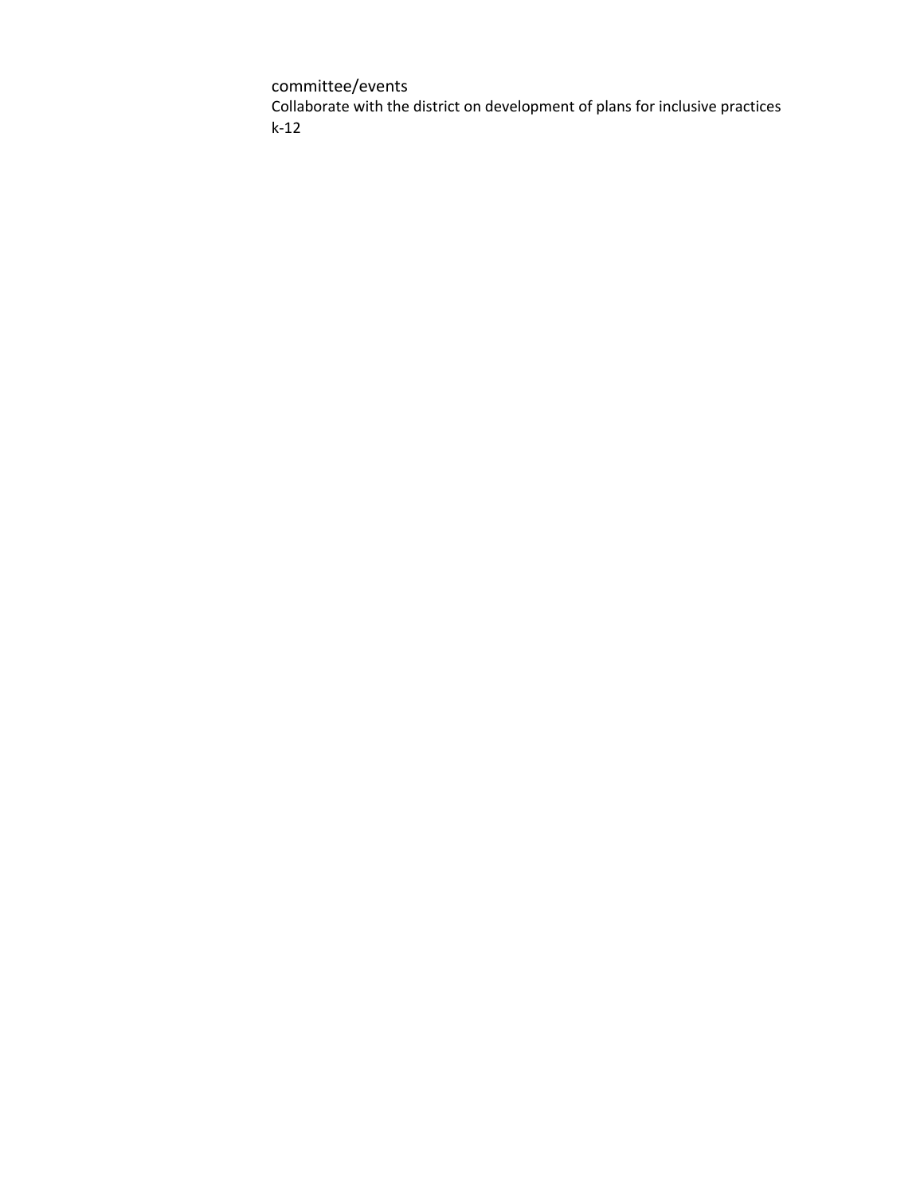committee/events
Collaborate with the district on development of plans for inclusive practices k-12